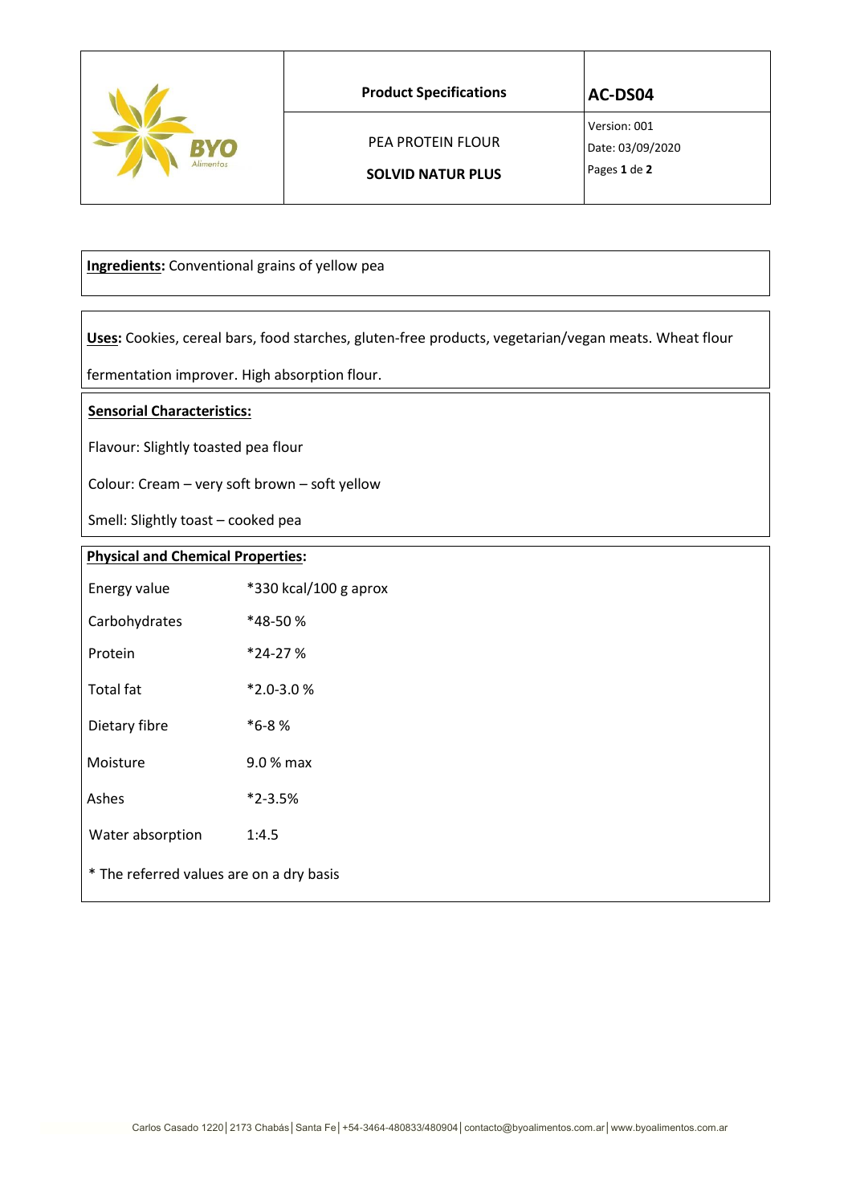| BYO Alimentos | **Product Specifications** | **AC-DS04** |
|---|---|---|
| | PEA PROTEIN FLOUR<br>**SOLVID NATUR PLUS** | Version: 001<br>Date: 03/09/2020<br>Pages **1** de **2** |

**Ingredients:** Conventional grains of yellow pea

**Uses:** Cookies, cereal bars, food starches, gluten-free products, vegetarian/vegan meats. Wheat flour fermentation improver. High absorption flour.

**Sensorial Characteristics:**

Flavour: Slightly toasted pea flour

Colour: Cream – very soft brown – soft yellow

Smell: Slightly toast – cooked pea

**Physical and Chemical Properties:**

| | |
|---|---|
| Energy value | *330 kcal/100 g aprox |
| Carbohydrates | *48-50 % |
| Protein | *24-27 % |
| Total fat | *2.0-3.0 % |
| Dietary fibre | *6-8 % |
| Moisture | 9.0 % max |
| Ashes | *2-3.5% |
| Water absorption | 1:4.5 |

* The referred values are on a dry basis

Carlos Casado 1220 | 2173 Chabás | Santa Fe | +54-3464-480833/480904 | contacto@byoalimentos.com.ar | www.byoalimentos.com.ar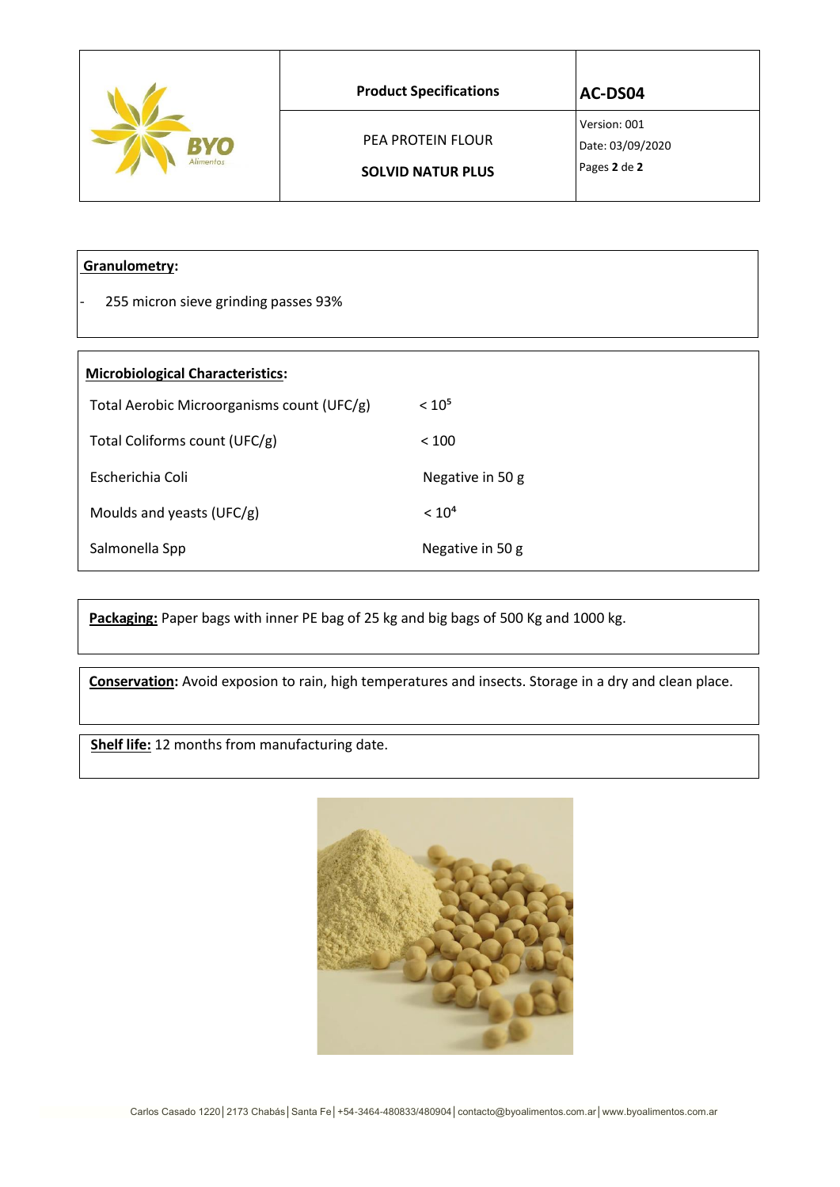| | Product Specifications | AC-DS04 |
|---|---|---|
| BYO Alimentos | PEA PROTEIN FLOUR<br>**SOLVID NATUR PLUS** | Version: 001<br>Date: 03/09/2020<br>Pages **2** de **2** |

**Granulometry:**

- 255 micron sieve grinding passes 93%

**Microbiological Characteristics:**

| | |
|---|---|
| Total Aerobic Microorganisms count (UFC/g) | $< 10^5$ |
| Total Coliforms count (UFC/g) | < 100 |
| Escherichia Coli | Negative in 50 g |
| Moulds and yeasts (UFC/g) | $< 10^4$ |
| Salmonella Spp | Negative in 50 g |

**Packaging:** Paper bags with inner PE bag of 25 kg and big bags of 500 Kg and 1000 kg.

**Conservation:** Avoid exposion to rain, high temperatures and insects. Storage in a dry and clean place.

**Shelf life:** 12 months from manufacturing date.

Carlos Casado 1220 | 2173 Chabás | Santa Fe | +54-3464-480833/480904 | contacto@byoalimentos.com.ar | www.byoalimentos.com.ar